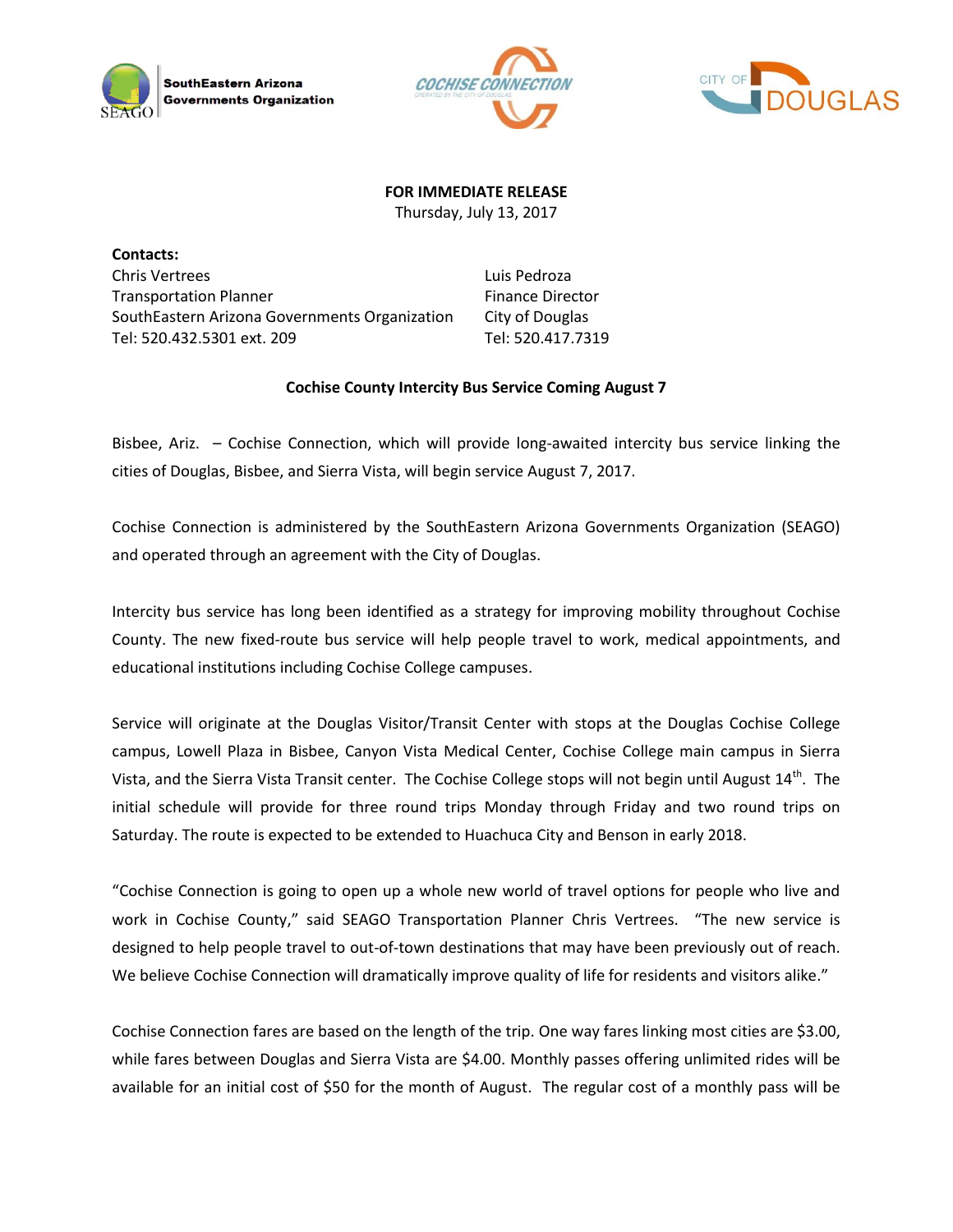SouthEastern Arizona Governments Organization

**FOR IMMEDIATE RELEASE**
Thursday, July 13, 2017

**Contacts:**

Chris Vertrees
Transportation Planner
SouthEastern Arizona Governments Organization
Tel: 520.432.5301 ext. 209

Luis Pedroza
Finance Director
City of Douglas
Tel: 520.417.7319

## Cochise County Intercity Bus Service Coming August 7

Bisbee, Ariz. – Cochise Connection, which will provide long-awaited intercity bus service linking the cities of Douglas, Bisbee, and Sierra Vista, will begin service August 7, 2017.

Cochise Connection is administered by the SouthEastern Arizona Governments Organization (SEAGO) and operated through an agreement with the City of Douglas.

Intercity bus service has long been identified as a strategy for improving mobility throughout Cochise County. The new fixed-route bus service will help people travel to work, medical appointments, and educational institutions including Cochise College campuses.

Service will originate at the Douglas Visitor/Transit Center with stops at the Douglas Cochise College campus, Lowell Plaza in Bisbee, Canyon Vista Medical Center, Cochise College main campus in Sierra Vista, and the Sierra Vista Transit center. The Cochise College stops will not begin until August 14th. The initial schedule will provide for three round trips Monday through Friday and two round trips on Saturday. The route is expected to be extended to Huachuca City and Benson in early 2018.

"Cochise Connection is going to open up a whole new world of travel options for people who live and work in Cochise County," said SEAGO Transportation Planner Chris Vertrees. "The new service is designed to help people travel to out-of-town destinations that may have been previously out of reach. We believe Cochise Connection will dramatically improve quality of life for residents and visitors alike."

Cochise Connection fares are based on the length of the trip. One way fares linking most cities are $3.00, while fares between Douglas and Sierra Vista are $4.00. Monthly passes offering unlimited rides will be available for an initial cost of $50 for the month of August. The regular cost of a monthly pass will be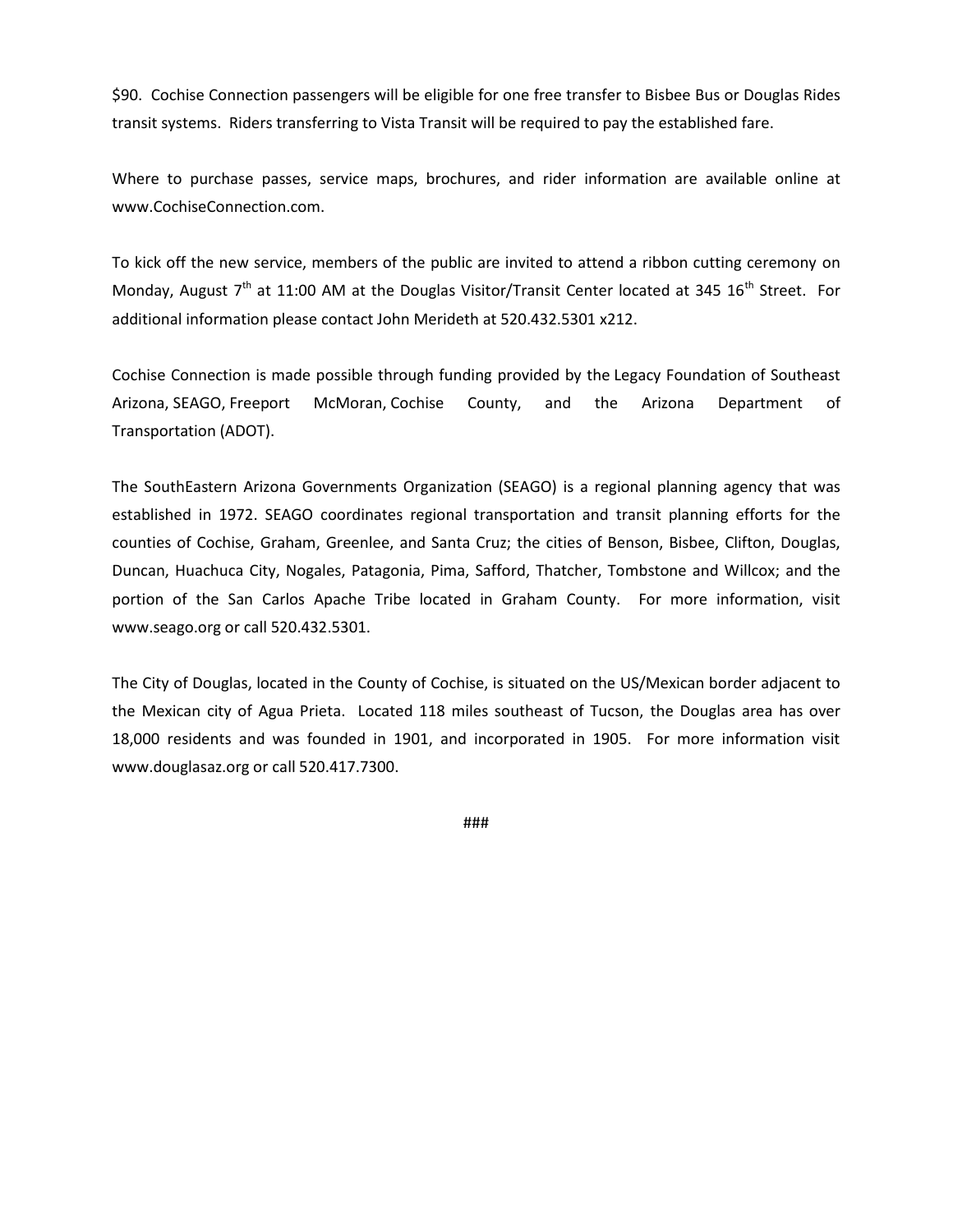$90. Cochise Connection passengers will be eligible for one free transfer to Bisbee Bus or Douglas Rides transit systems. Riders transferring to Vista Transit will be required to pay the established fare.

Where to purchase passes, service maps, brochures, and rider information are available online at www.CochiseConnection.com.

To kick off the new service, members of the public are invited to attend a ribbon cutting ceremony on Monday, August 7th at 11:00 AM at the Douglas Visitor/Transit Center located at 345 16th Street. For additional information please contact John Merideth at 520.432.5301 x212.

Cochise Connection is made possible through funding provided by the Legacy Foundation of Southeast Arizona, SEAGO, Freeport McMoran, Cochise County, and the Arizona Department of Transportation (ADOT).

The SouthEastern Arizona Governments Organization (SEAGO) is a regional planning agency that was established in 1972. SEAGO coordinates regional transportation and transit planning efforts for the counties of Cochise, Graham, Greenlee, and Santa Cruz; the cities of Benson, Bisbee, Clifton, Douglas, Duncan, Huachuca City, Nogales, Patagonia, Pima, Safford, Thatcher, Tombstone and Willcox; and the portion of the San Carlos Apache Tribe located in Graham County. For more information, visit www.seago.org or call 520.432.5301.

The City of Douglas, located in the County of Cochise, is situated on the US/Mexican border adjacent to the Mexican city of Agua Prieta. Located 118 miles southeast of Tucson, the Douglas area has over 18,000 residents and was founded in 1901, and incorporated in 1905. For more information visit www.douglasaz.org or call 520.417.7300.

###